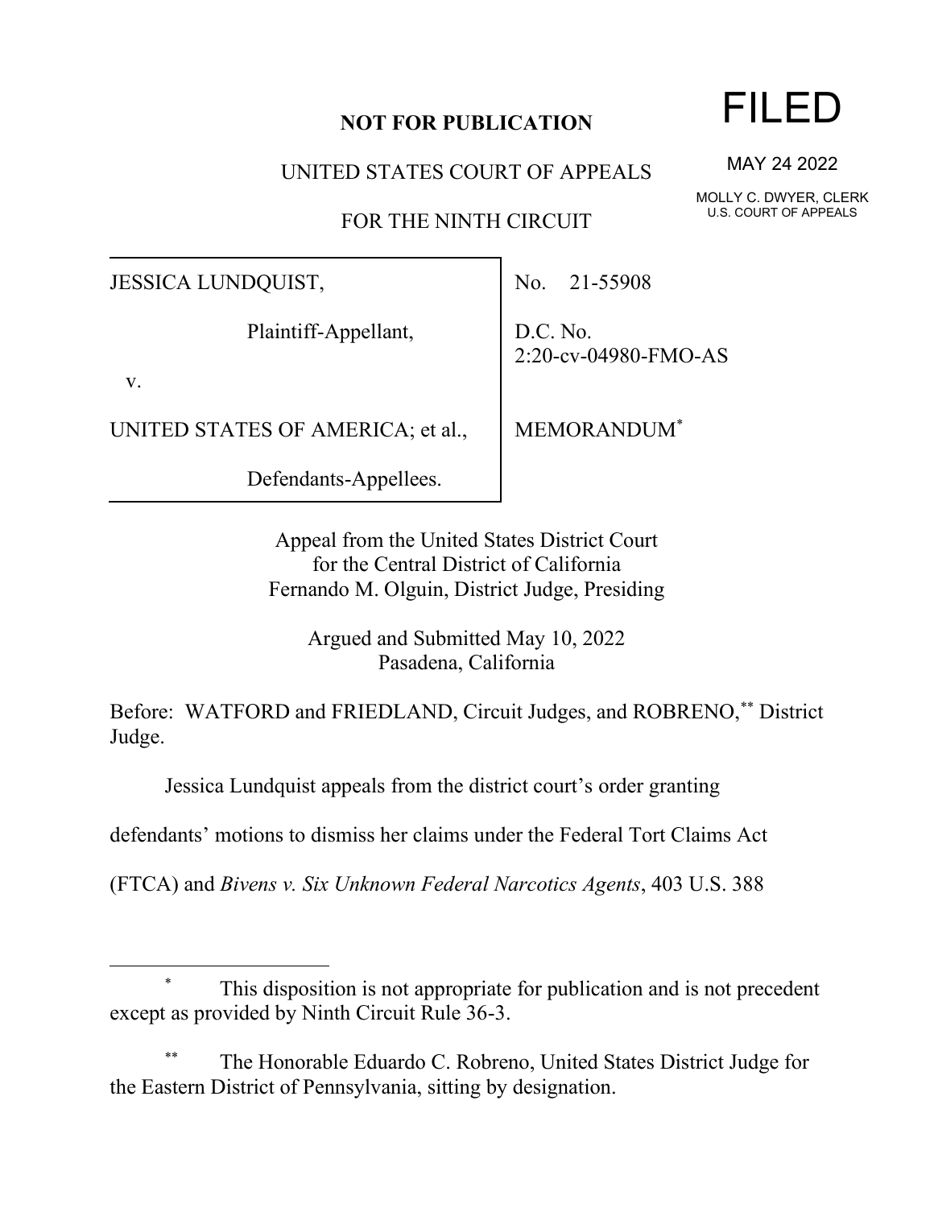**NOT FOR PUBLICATION**

UNITED STATES COURT OF APPEALS

FOR THE NINTH CIRCUIT

FILED

MAY 24 2022

MOLLY C. DWYER, CLERK
U.S. COURT OF APPEALS

| | |
|---|---|
| JESSICA LUNDQUIST,<br><br>Plaintiff-Appellant,<br><br>v.<br><br>UNITED STATES OF AMERICA; et al.,<br><br>Defendants-Appellees. | No. 21-55908<br><br>D.C. No. 2:20-cv-04980-FMO-AS<br><br>MEMORANDUM* |

Appeal from the United States District Court
for the Central District of California
Fernando M. Olguin, District Judge, Presiding

Argued and Submitted May 10, 2022
Pasadena, California

Before: WATFORD and FRIEDLAND, Circuit Judges, and ROBRENO,** District Judge.

Jessica Lundquist appeals from the district court's order granting defendants' motions to dismiss her claims under the Federal Tort Claims Act (FTCA) and *Bivens v. Six Unknown Federal Narcotics Agents*, 403 U.S. 388

---

\* This disposition is not appropriate for publication and is not precedent except as provided by Ninth Circuit Rule 36-3.

\*\* The Honorable Eduardo C. Robreno, United States District Judge for the Eastern District of Pennsylvania, sitting by designation.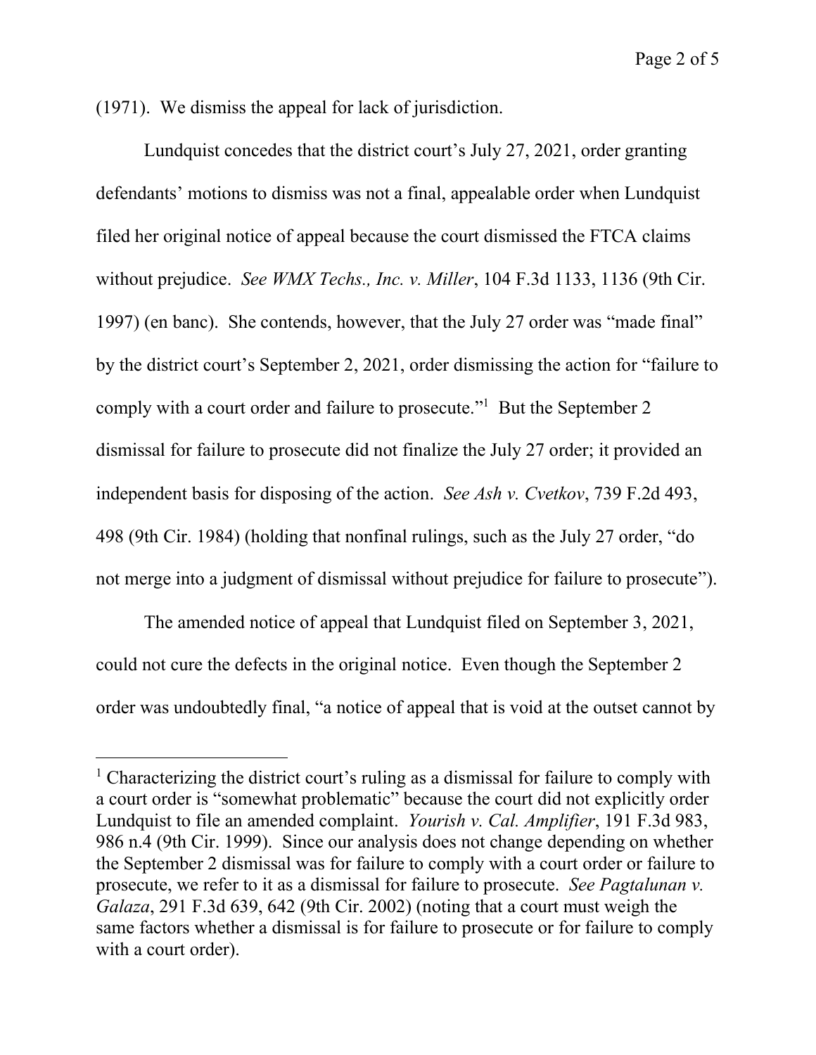(1971). We dismiss the appeal for lack of jurisdiction.

Lundquist concedes that the district court's July 27, 2021, order granting defendants' motions to dismiss was not a final, appealable order when Lundquist filed her original notice of appeal because the court dismissed the FTCA claims without prejudice. *See WMX Techs., Inc. v. Miller*, 104 F.3d 1133, 1136 (9th Cir. 1997) (en banc). She contends, however, that the July 27 order was "made final" by the district court's September 2, 2021, order dismissing the action for "failure to comply with a court order and failure to prosecute."[1] But the September 2 dismissal for failure to prosecute did not finalize the July 27 order; it provided an independent basis for disposing of the action. *See Ash v. Cvetkov*, 739 F.2d 493, 498 (9th Cir. 1984) (holding that nonfinal rulings, such as the July 27 order, "do not merge into a judgment of dismissal without prejudice for failure to prosecute").

The amended notice of appeal that Lundquist filed on September 3, 2021, could not cure the defects in the original notice. Even though the September 2 order was undoubtedly final, "a notice of appeal that is void at the outset cannot by

---

[1] Characterizing the district court's ruling as a dismissal for failure to comply with a court order is "somewhat problematic" because the court did not explicitly order Lundquist to file an amended complaint. *Yourish v. Cal. Amplifier*, 191 F.3d 983, 986 n.4 (9th Cir. 1999). Since our analysis does not change depending on whether the September 2 dismissal was for failure to comply with a court order or failure to prosecute, we refer to it as a dismissal for failure to prosecute. *See Pagtalunan v. Galaza*, 291 F.3d 639, 642 (9th Cir. 2002) (noting that a court must weigh the same factors whether a dismissal is for failure to prosecute or for failure to comply with a court order).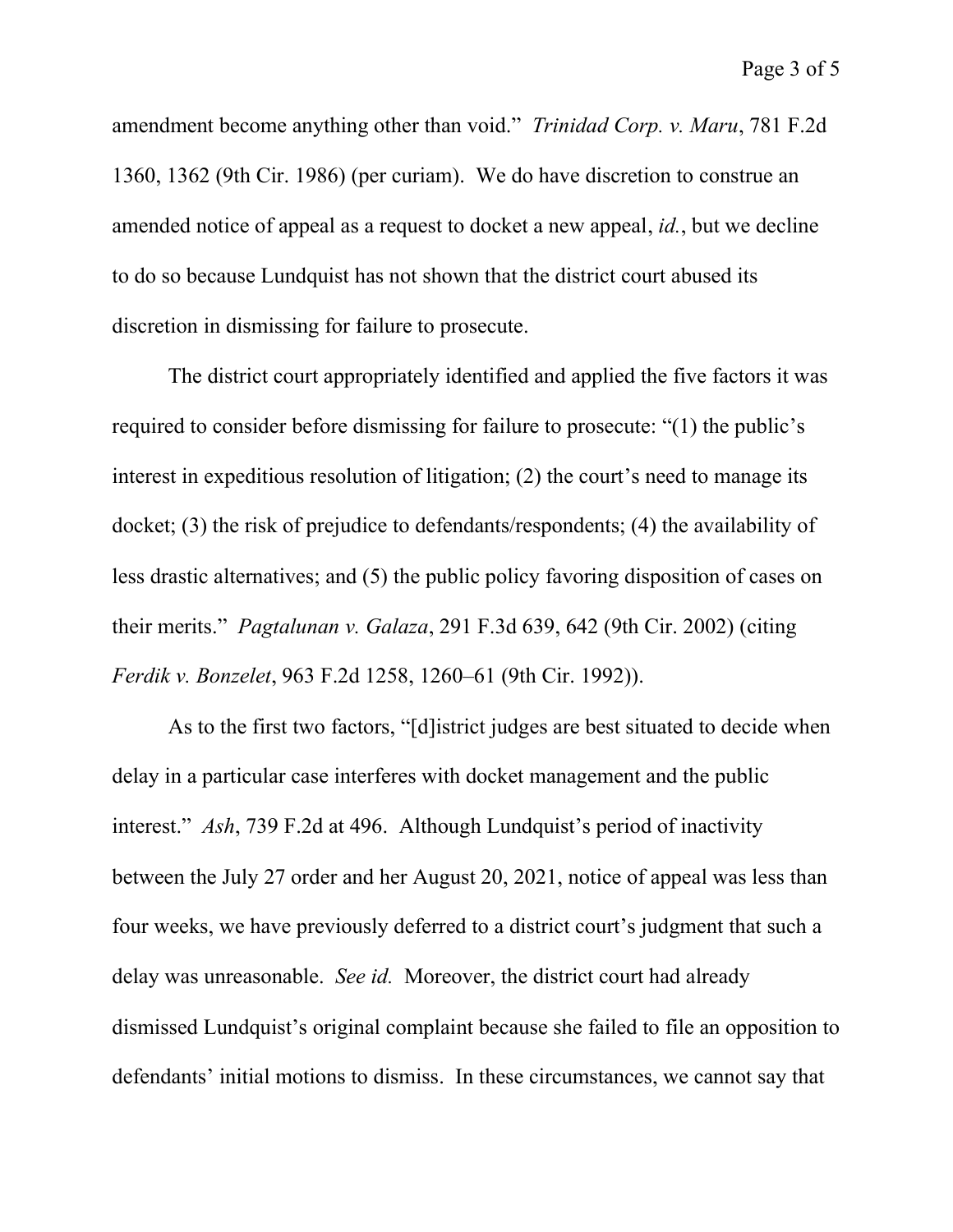amendment become anything other than void." *Trinidad Corp. v. Maru*, 781 F.2d 1360, 1362 (9th Cir. 1986) (per curiam). We do have discretion to construe an amended notice of appeal as a request to docket a new appeal, *id.*, but we decline to do so because Lundquist has not shown that the district court abused its discretion in dismissing for failure to prosecute.

The district court appropriately identified and applied the five factors it was required to consider before dismissing for failure to prosecute: "(1) the public's interest in expeditious resolution of litigation; (2) the court's need to manage its docket; (3) the risk of prejudice to defendants/respondents; (4) the availability of less drastic alternatives; and (5) the public policy favoring disposition of cases on their merits." *Pagtalunan v. Galaza*, 291 F.3d 639, 642 (9th Cir. 2002) (citing *Ferdik v. Bonzelet*, 963 F.2d 1258, 1260–61 (9th Cir. 1992)).

As to the first two factors, "[d]istrict judges are best situated to decide when delay in a particular case interferes with docket management and the public interest." *Ash*, 739 F.2d at 496. Although Lundquist's period of inactivity between the July 27 order and her August 20, 2021, notice of appeal was less than four weeks, we have previously deferred to a district court's judgment that such a delay was unreasonable. *See id.* Moreover, the district court had already dismissed Lundquist's original complaint because she failed to file an opposition to defendants' initial motions to dismiss. In these circumstances, we cannot say that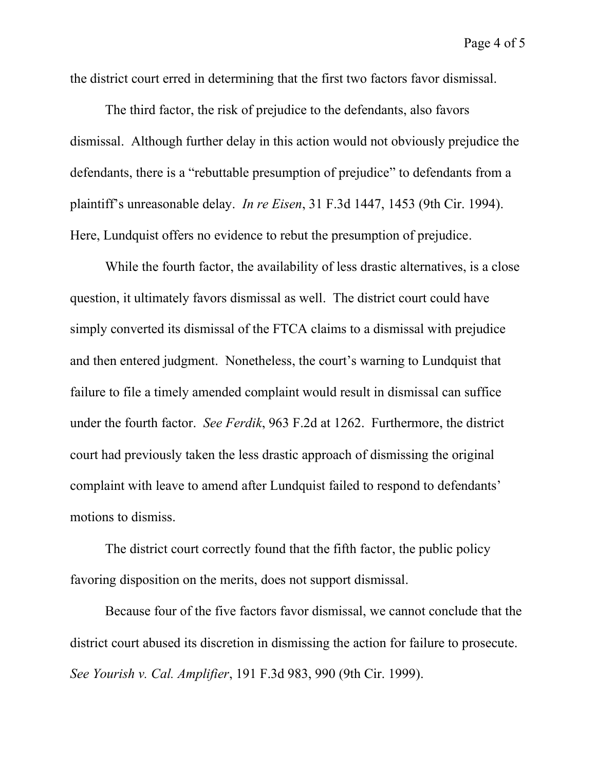the district court erred in determining that the first two factors favor dismissal.

The third factor, the risk of prejudice to the defendants, also favors dismissal. Although further delay in this action would not obviously prejudice the defendants, there is a "rebuttable presumption of prejudice" to defendants from a plaintiff's unreasonable delay. *In re Eisen*, 31 F.3d 1447, 1453 (9th Cir. 1994). Here, Lundquist offers no evidence to rebut the presumption of prejudice.

While the fourth factor, the availability of less drastic alternatives, is a close question, it ultimately favors dismissal as well. The district court could have simply converted its dismissal of the FTCA claims to a dismissal with prejudice and then entered judgment. Nonetheless, the court's warning to Lundquist that failure to file a timely amended complaint would result in dismissal can suffice under the fourth factor. *See Ferdik*, 963 F.2d at 1262. Furthermore, the district court had previously taken the less drastic approach of dismissing the original complaint with leave to amend after Lundquist failed to respond to defendants' motions to dismiss.

The district court correctly found that the fifth factor, the public policy favoring disposition on the merits, does not support dismissal.

Because four of the five factors favor dismissal, we cannot conclude that the district court abused its discretion in dismissing the action for failure to prosecute. *See Yourish v. Cal. Amplifier*, 191 F.3d 983, 990 (9th Cir. 1999).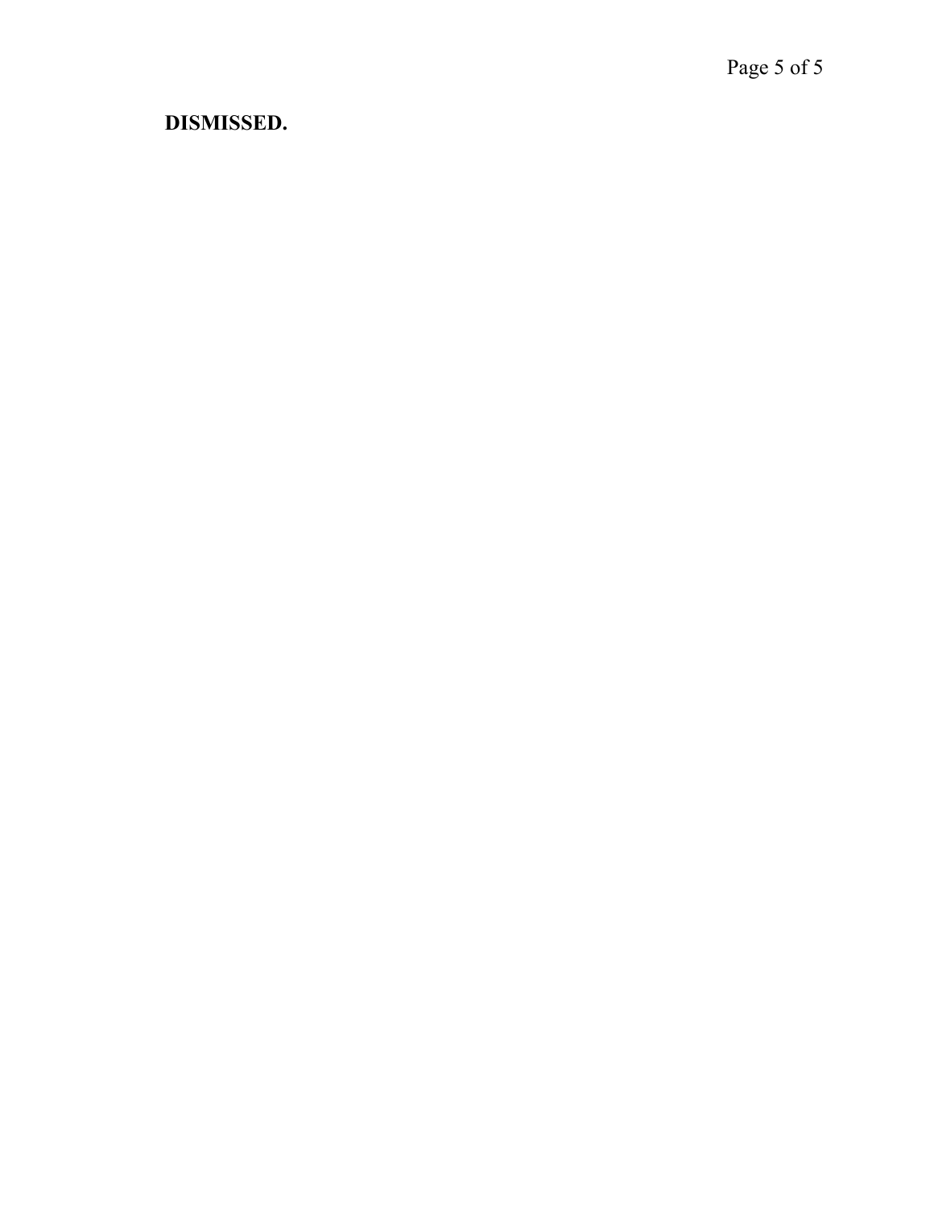**DISMISSED.**